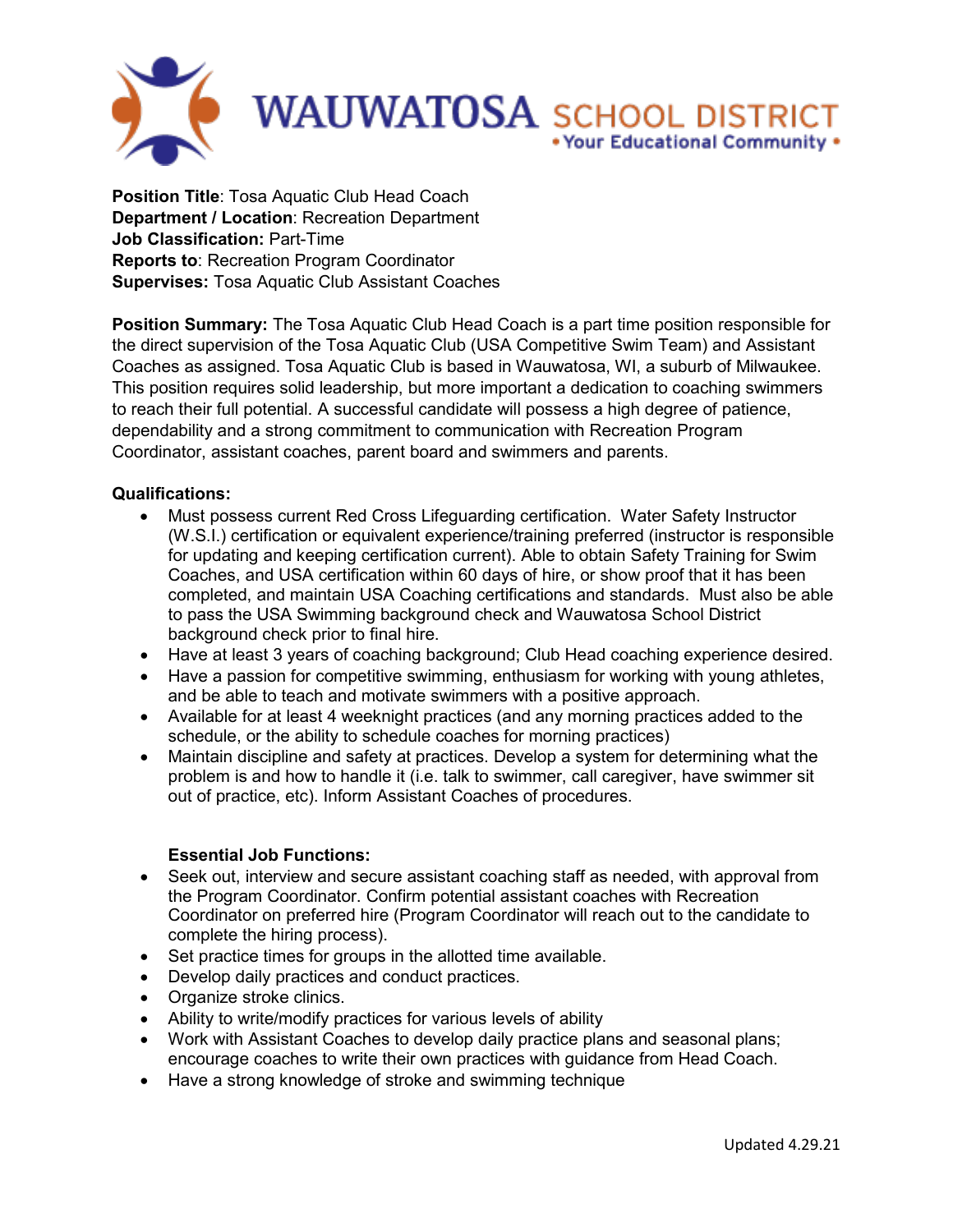WAUWATOSA SCHOOL DISTRICT
• Your Educational Community •

**Position Title**: Tosa Aquatic Club Head Coach
**Department / Location**: Recreation Department
**Job Classification:** Part-Time
**Reports to**: Recreation Program Coordinator
**Supervises:** Tosa Aquatic Club Assistant Coaches

**Position Summary:** The Tosa Aquatic Club Head Coach is a part time position responsible for the direct supervision of the Tosa Aquatic Club (USA Competitive Swim Team) and Assistant Coaches as assigned. Tosa Aquatic Club is based in Wauwatosa, WI, a suburb of Milwaukee. This position requires solid leadership, but more important a dedication to coaching swimmers to reach their full potential. A successful candidate will possess a high degree of patience, dependability and a strong commitment to communication with Recreation Program Coordinator, assistant coaches, parent board and swimmers and parents.

**Qualifications:**

- Must possess current Red Cross Lifeguarding certification. Water Safety Instructor (W.S.I.) certification or equivalent experience/training preferred (instructor is responsible for updating and keeping certification current). Able to obtain Safety Training for Swim Coaches, and USA certification within 60 days of hire, or show proof that it has been completed, and maintain USA Coaching certifications and standards. Must also be able to pass the USA Swimming background check and Wauwatosa School District background check prior to final hire.
- Have at least 3 years of coaching background; Club Head coaching experience desired.
- Have a passion for competitive swimming, enthusiasm for working with young athletes, and be able to teach and motivate swimmers with a positive approach.
- Available for at least 4 weeknight practices (and any morning practices added to the schedule, or the ability to schedule coaches for morning practices)
- Maintain discipline and safety at practices. Develop a system for determining what the problem is and how to handle it (i.e. talk to swimmer, call caregiver, have swimmer sit out of practice, etc). Inform Assistant Coaches of procedures.

**Essential Job Functions:**

- Seek out, interview and secure assistant coaching staff as needed, with approval from the Program Coordinator. Confirm potential assistant coaches with Recreation Coordinator on preferred hire (Program Coordinator will reach out to the candidate to complete the hiring process).
- Set practice times for groups in the allotted time available.
- Develop daily practices and conduct practices.
- Organize stroke clinics.
- Ability to write/modify practices for various levels of ability
- Work with Assistant Coaches to develop daily practice plans and seasonal plans; encourage coaches to write their own practices with guidance from Head Coach.
- Have a strong knowledge of stroke and swimming technique

Updated 4.29.21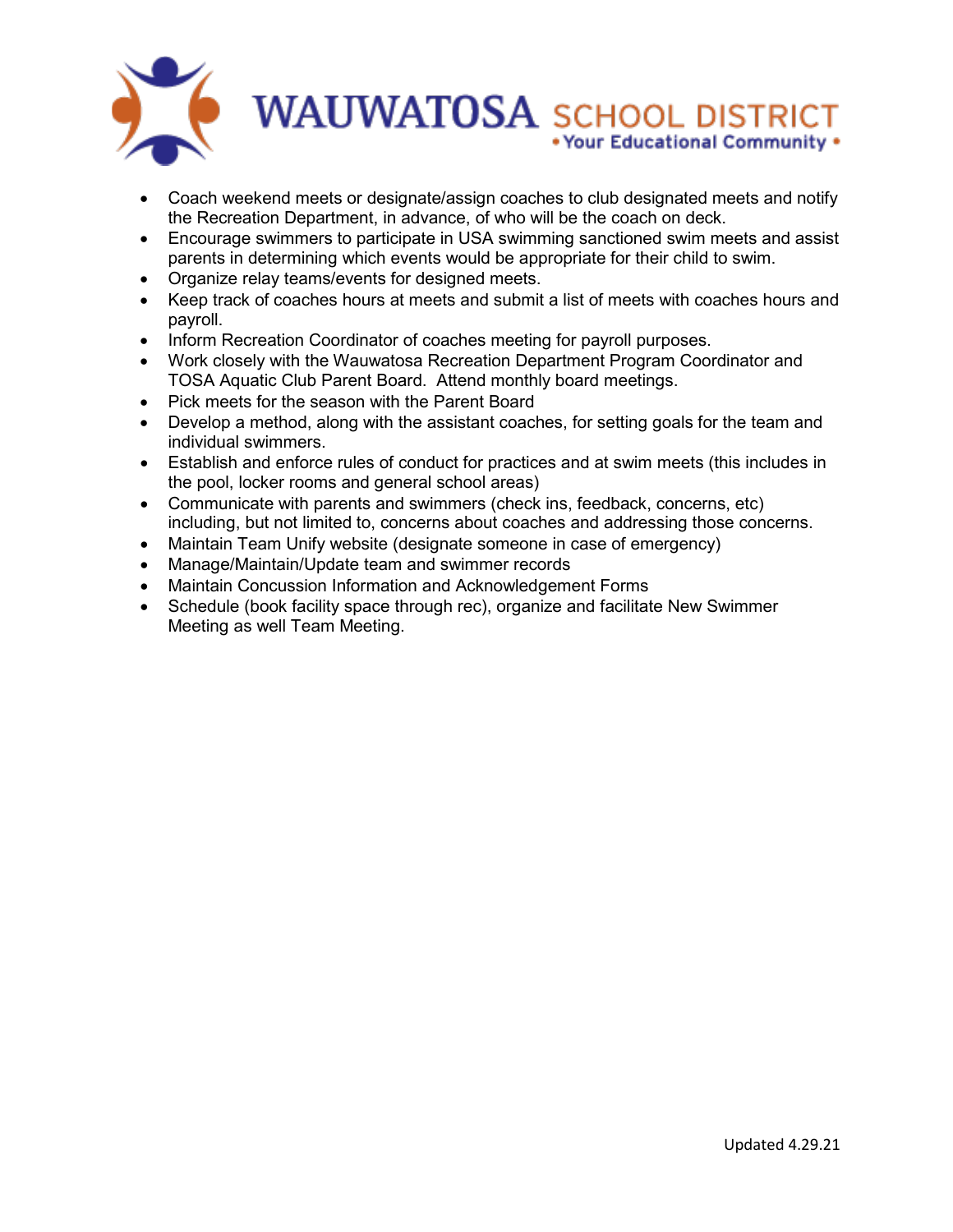WAUWATOSA SCHOOL DISTRICT
• Your Educational Community •

- Coach weekend meets or designate/assign coaches to club designated meets and notify the Recreation Department, in advance, of who will be the coach on deck.
- Encourage swimmers to participate in USA swimming sanctioned swim meets and assist parents in determining which events would be appropriate for their child to swim.
- Organize relay teams/events for designed meets.
- Keep track of coaches hours at meets and submit a list of meets with coaches hours and payroll.
- Inform Recreation Coordinator of coaches meeting for payroll purposes.
- Work closely with the Wauwatosa Recreation Department Program Coordinator and TOSA Aquatic Club Parent Board. Attend monthly board meetings.
- Pick meets for the season with the Parent Board
- Develop a method, along with the assistant coaches, for setting goals for the team and individual swimmers.
- Establish and enforce rules of conduct for practices and at swim meets (this includes in the pool, locker rooms and general school areas)
- Communicate with parents and swimmers (check ins, feedback, concerns, etc) including, but not limited to, concerns about coaches and addressing those concerns.
- Maintain Team Unify website (designate someone in case of emergency)
- Manage/Maintain/Update team and swimmer records
- Maintain Concussion Information and Acknowledgement Forms
- Schedule (book facility space through rec), organize and facilitate New Swimmer Meeting as well Team Meeting.

Updated 4.29.21